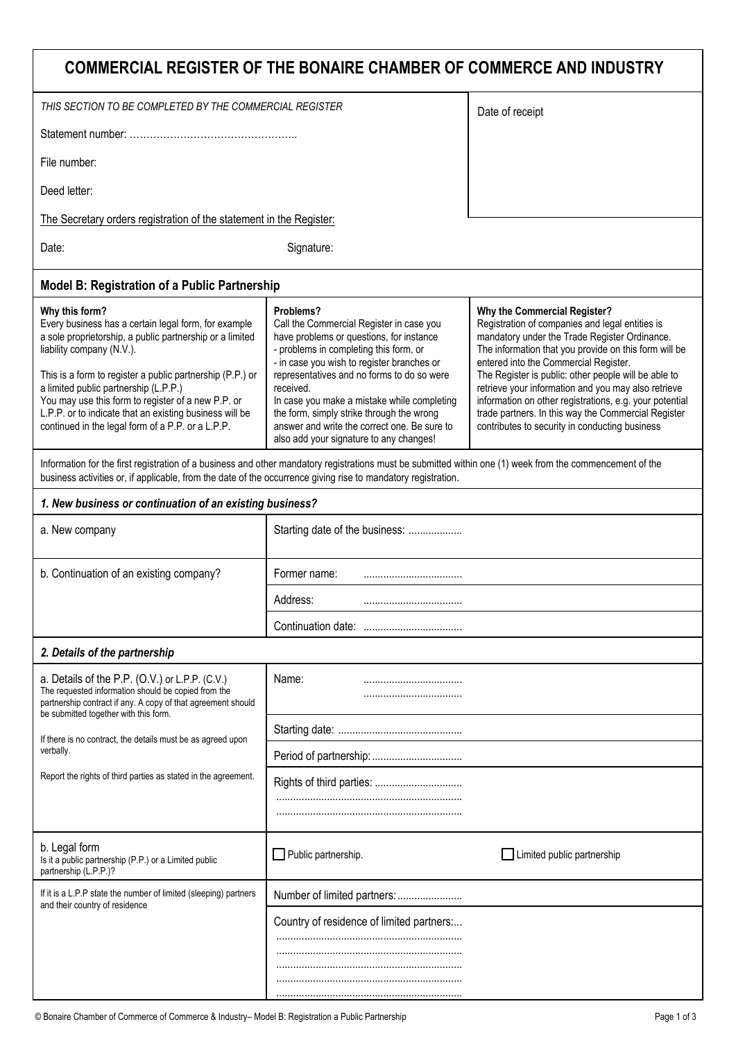# COMMERCIAL REGISTER OF THE BONAIRE CHAMBER OF COMMERCE AND INDUSTRY

*THIS SECTION TO BE COMPLETED BY THE COMMERCIAL REGISTER*

Statement number: …………………………………………..

File number:

Deed letter:

Date of receipt

The Secretary orders registration of the statement in the Register:

Date: Signature:

## Model B: Registration of a Public Partnership

**Why this form?**
Every business has a certain legal form, for example a sole proprietorship, a public partnership or a limited liability company (N.V.).

This is a form to register a public partnership (P.P.) or a limited public partnership (L.P.P.)
You may use this form to register of a new P.P. or L.P.P. or to indicate that an existing business will be continued in the legal form of a P.P. or a L.P.P.

**Problems?**
Call the Commercial Register in case you have problems or questions, for instance
- problems in completing this form, or
- in case you wish to register branches or representatives and no forms to do so were received.

In case you make a mistake while completing the form, simply strike through the wrong answer and write the correct one. Be sure to also add your signature to any changes!

**Why the Commercial Register?**
Registration of companies and legal entities is mandatory under the Trade Register Ordinance.
The information that you provide on this form will be entered into the Commercial Register.
The Register is public: other people will be able to retrieve your information and you may also retrieve information on other registrations, e.g. your potential trade partners. In this way the Commercial Register contributes to security in conducting business

Information for the first registration of a business and other mandatory registrations must be submitted within one (1) week from the commencement of the business activities or, if applicable, from the date of the occurrence giving rise to mandatory registration.

### *1. New business or continuation of an existing business?*

| | |
|---|---|
| a. New company | Starting date of the business: ................... |
| b. Continuation of an existing company? | Former name: .................................. |
| | Address: .................................. |
| | Continuation date: .................................. |

### *2. Details of the partnership*

| | |
|---|---|
| a. Details of the P.P. (O.V.) or L.P.P. (C.V.)<br>The requested information should be copied from the partnership contract if any. A copy of that agreement should be submitted together with this form.<br><br>If there is no contract, the details must be as agreed upon verbally.<br><br>Report the rights of third parties as stated in the agreement. | Name: ..................................<br>.................................. |
| | Starting date: ............................................ |
| | Period of partnership: ................................ |
| | Rights of third parties: ...............................<br>.................................................................<br>................................................................. |
| b. Legal form<br>Is it a public partnership (P.P.) or a Limited public partnership (L.P.P.)? | ☐ Public partnership. ☐ Limited public partnership |
| If it is a L.P.P state the number of limited (sleeping) partners and their country of residence | Number of limited partners: ....................... |
| | Country of residence of limited partners:...<br>.................................................................<br>.................................................................<br>.................................................................<br>.................................................................<br>................................................................. |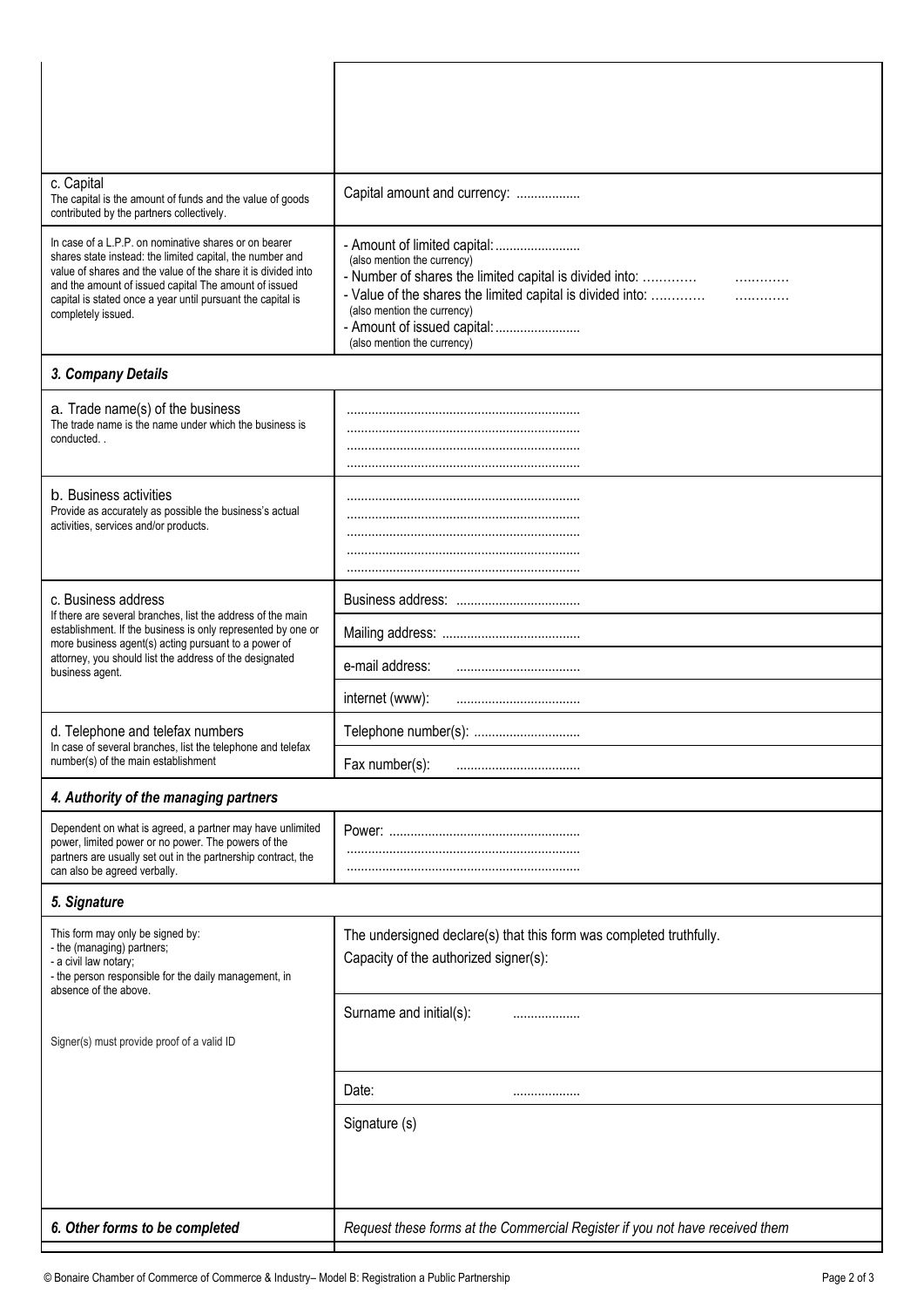| | |
|---|---|
| | |
| c. Capital<br>The capital is the amount of funds and the value of goods contributed by the partners collectively. | Capital amount and currency: .................. |
| In case of a L.P.P. on nominative shares or on bearer shares state instead: the limited capital, the number and value of shares and the value of the share it is divided into and the amount of issued capital The amount of issued capital is stated once a year until pursuant the capital is completely issued. | - Amount of limited capital: ........................<br>(also mention the currency)<br>- Number of shares the limited capital is divided into: ............ ............<br>- Value of the shares the limited capital is divided into: ............ ............<br>(also mention the currency)<br>- Amount of issued capital: ........................<br>(also mention the currency) |

### *3. Company Details*

| | |
|---|---|
| a. Trade name(s) of the business<br>The trade name is the name under which the business is conducted. . | ..................................................................<br>..................................................................<br>..................................................................<br>.................................................................. |
| b. Business activities<br>Provide as accurately as possible the business's actual activities, services and/or products. | ..................................................................<br>..................................................................<br>..................................................................<br>..................................................................<br>.................................................................. |
| c. Business address<br>If there are several branches, list the address of the main establishment. If the business is only represented by one or more business agent(s) acting pursuant to a power of attorney, you should list the address of the designated business agent. | Business address: ................................... |
| | Mailing address: ....................................... |
| | e-mail address: ................................... |
| | internet (www): ................................... |
| d. Telephone and telefax numbers<br>In case of several branches, list the telephone and telefax number(s) of the main establishment | Telephone number(s): .............................. |
| | Fax number(s): ................................... |

### *4. Authority of the managing partners*

| | |
|---|---|
| Dependent on what is agreed, a partner may have unlimited power, limited power or no power. The powers of the partners are usually set out in the partnership contract, the can also be agreed verbally. | Power: ......................................................<br>..................................................................<br>.................................................................. |

### *5. Signature*

| | |
|---|---|
| This form may only be signed by:<br>- the (managing) partners;<br>- a civil law notary;<br>- the person responsible for the daily management, in absence of the above. | The undersigned declare(s) that this form was completed truthfully.<br>Capacity of the authorized signer(s): |
| Signer(s) must provide proof of a valid ID | Surname and initial(s): ................... |
| | Date: ................... |
| | Signature (s) |

| | |
|---|---|
| ***6. Other forms to be completed*** | *Request these forms at the Commercial Register if you not have received them* |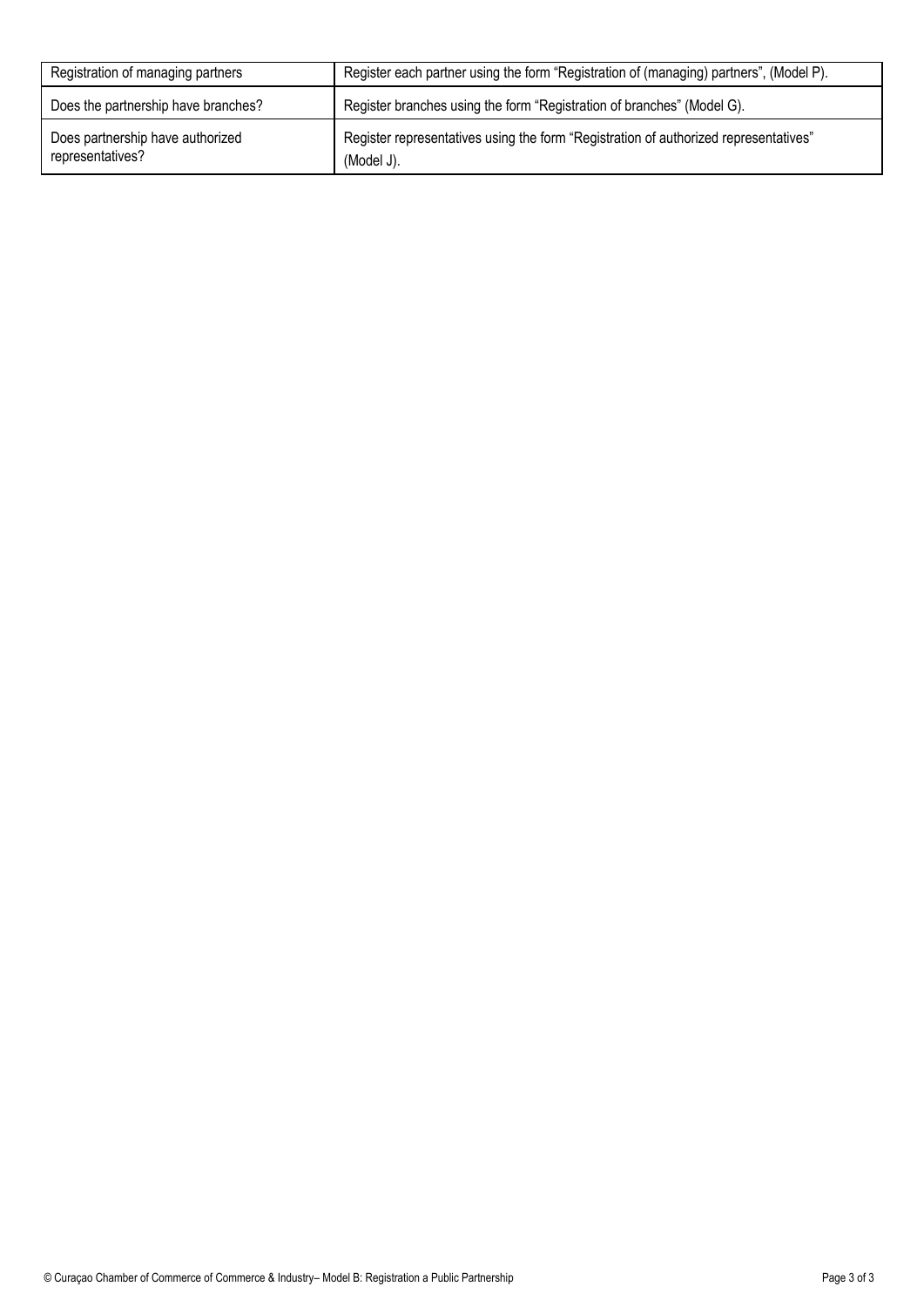| | |
|---|---|
| Registration of managing partners | Register each partner using the form "Registration of (managing) partners", (Model P). |
| Does the partnership have branches? | Register branches using the form "Registration of branches" (Model G). |
| Does partnership have authorized representatives? | Register representatives using the form "Registration of authorized representatives" (Model J). |